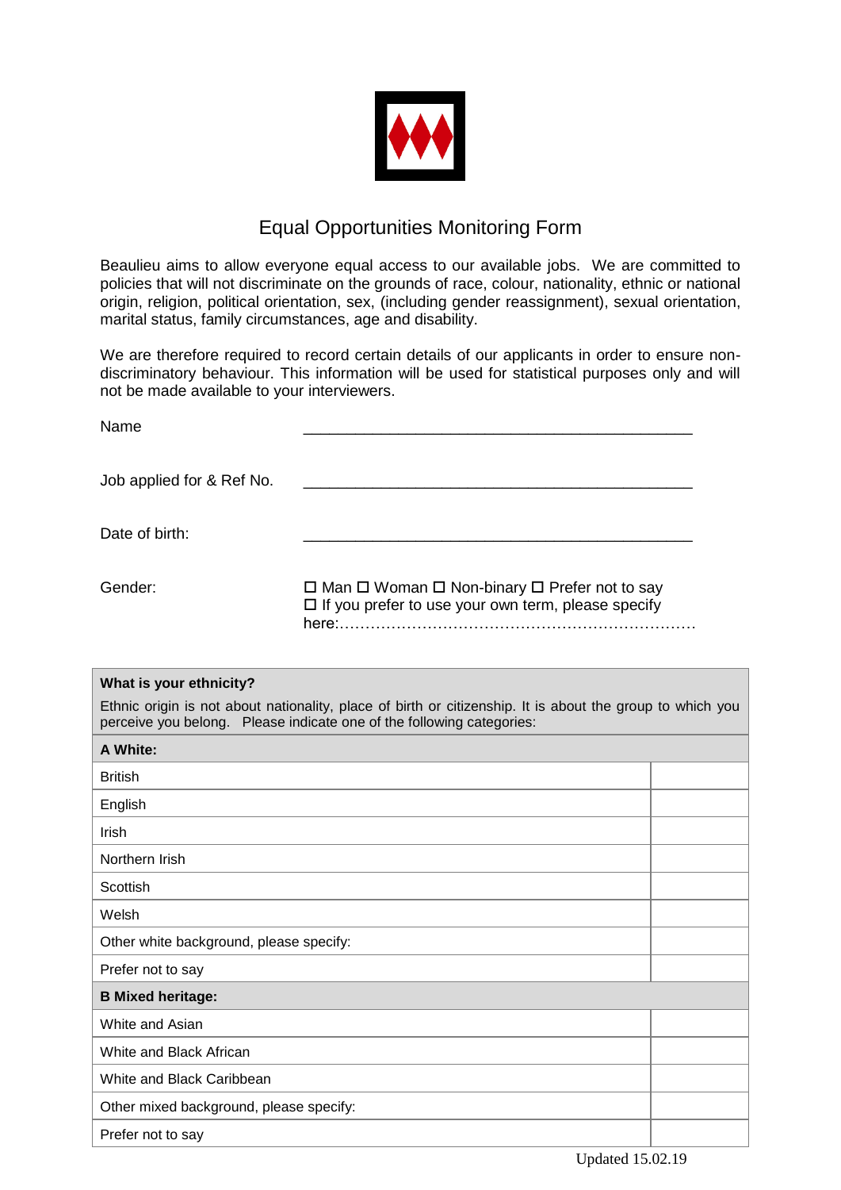# Equal Opportunities Monitoring Form

Beaulieu aims to allow everyone equal access to our available jobs. We are committed to policies that will not discriminate on the grounds of race, colour, nationality, ethnic or national origin, religion, political orientation, sex, (including gender reassignment), sexual orientation, marital status, family circumstances, age and disability.

We are therefore required to record certain details of our applicants in order to ensure non-discriminatory behaviour. This information will be used for statistical purposes only and will not be made available to your interviewers.

Name \_\_\_\_\_\_\_\_\_\_\_\_\_\_\_\_\_\_\_\_\_\_\_\_\_\_\_\_\_\_\_\_\_\_\_\_\_\_\_\_\_\_\_\_

Job applied for & Ref No. \_\_\_\_\_\_\_\_\_\_\_\_\_\_\_\_\_\_\_\_\_\_\_\_\_\_\_\_\_\_\_\_\_\_\_\_\_\_\_\_\_\_\_\_

Date of birth: \_\_\_\_\_\_\_\_\_\_\_\_\_\_\_\_\_\_\_\_\_\_\_\_\_\_\_\_\_\_\_\_\_\_\_\_\_\_\_\_\_\_\_\_

Gender: ☐ Man ☐ Woman ☐ Non-binary ☐ Prefer not to say
☐ If you prefer to use your own term, please specify here:…………………………………………………………

**What is your ethnicity?**

Ethnic origin is not about nationality, place of birth or citizenship. It is about the group to which you perceive you belong. Please indicate one of the following categories:

| **A White:** | |
|---|---|
| British | |
| English | |
| Irish | |
| Northern Irish | |
| Scottish | |
| Welsh | |
| Other white background, please specify: | |
| Prefer not to say | |
| **B Mixed heritage:** | |
| White and Asian | |
| White and Black African | |
| White and Black Caribbean | |
| Other mixed background, please specify: | |
| Prefer not to say | |

Updated 15.02.19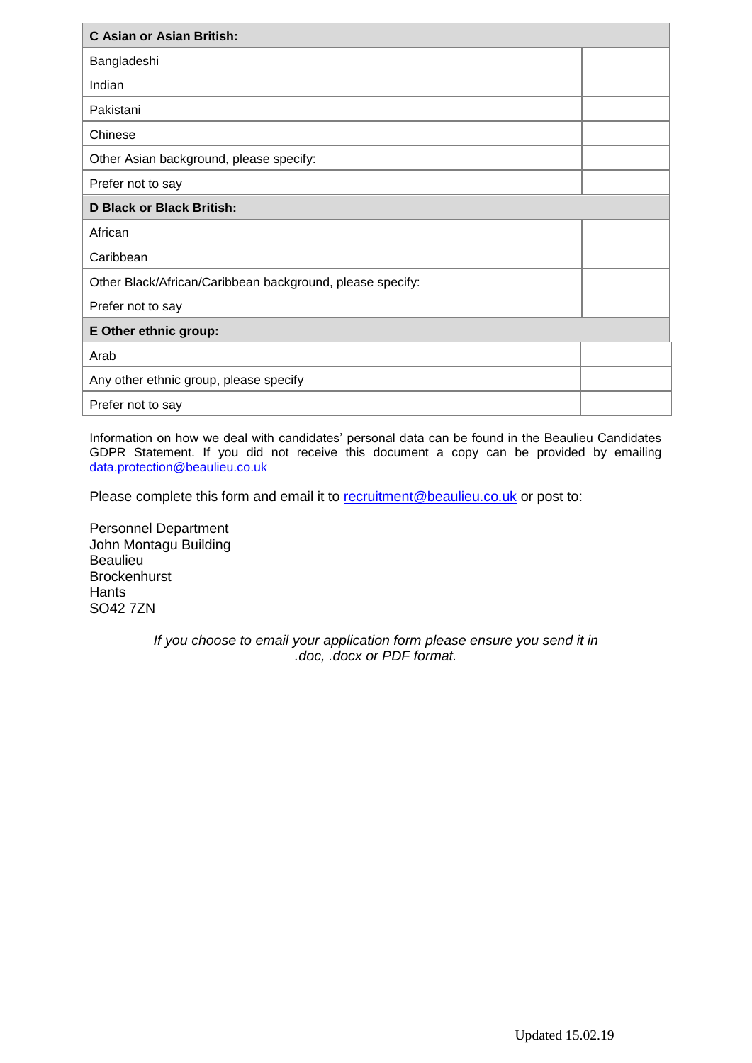| | |
|---|---|
| **C Asian or Asian British:** | |
| Bangladeshi | |
| Indian | |
| Pakistani | |
| Chinese | |
| Other Asian background, please specify: | |
| Prefer not to say | |
| **D Black or Black British:** | |
| African | |
| Caribbean | |
| Other Black/African/Caribbean background, please specify: | |
| Prefer not to say | |
| **E Other ethnic group:** | |
| Arab | |
| Any other ethnic group, please specify | |
| Prefer not to say | |

Information on how we deal with candidates' personal data can be found in the Beaulieu Candidates GDPR Statement. If you did not receive this document a copy can be provided by emailing data.protection@beaulieu.co.uk

Please complete this form and email it to recruitment@beaulieu.co.uk or post to:

Personnel Department
John Montagu Building
Beaulieu
Brockenhurst
Hants
SO42 7ZN

*If you choose to email your application form please ensure you send it in .doc, .docx or PDF format.*

Updated 15.02.19